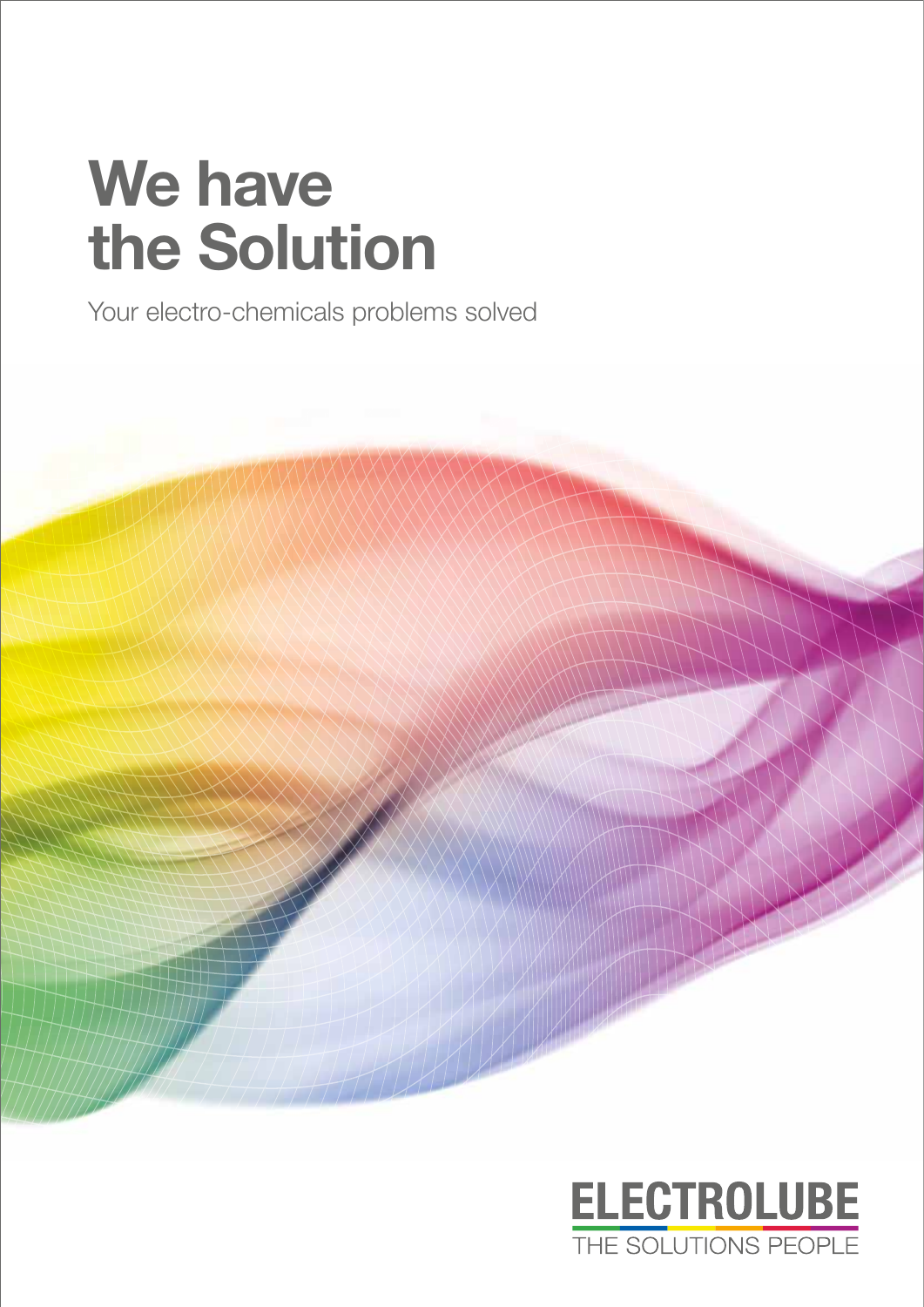# We have the Solution

Your electro-chemicals problems solved

ELECTROLUBE

THE SOLUTIONS PEOPLE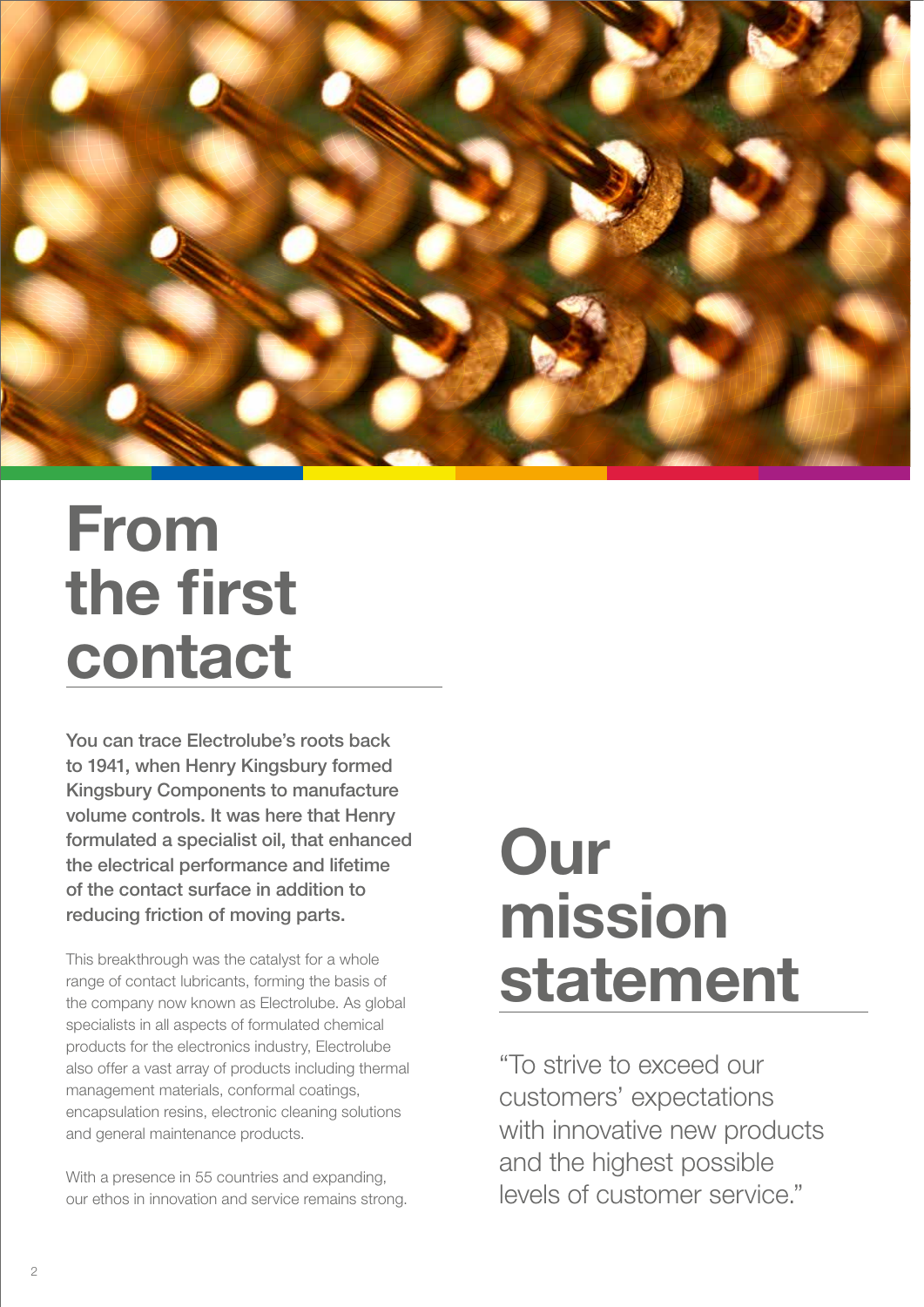# From the first contact

**You can trace Electrolube's roots back to 1941, when Henry Kingsbury formed Kingsbury Components to manufacture volume controls. It was here that Henry formulated a specialist oil, that enhanced the electrical performance and lifetime of the contact surface in addition to reducing friction of moving parts.**

This breakthrough was the catalyst for a whole range of contact lubricants, forming the basis of the company now known as Electrolube. As global specialists in all aspects of formulated chemical products for the electronics industry, Electrolube also offer a vast array of products including thermal management materials, conformal coatings, encapsulation resins, electronic cleaning solutions and general maintenance products.

With a presence in 55 countries and expanding, our ethos in innovation and service remains strong.

# Our mission statement

"To strive to exceed our customers' expectations with innovative new products and the highest possible levels of customer service."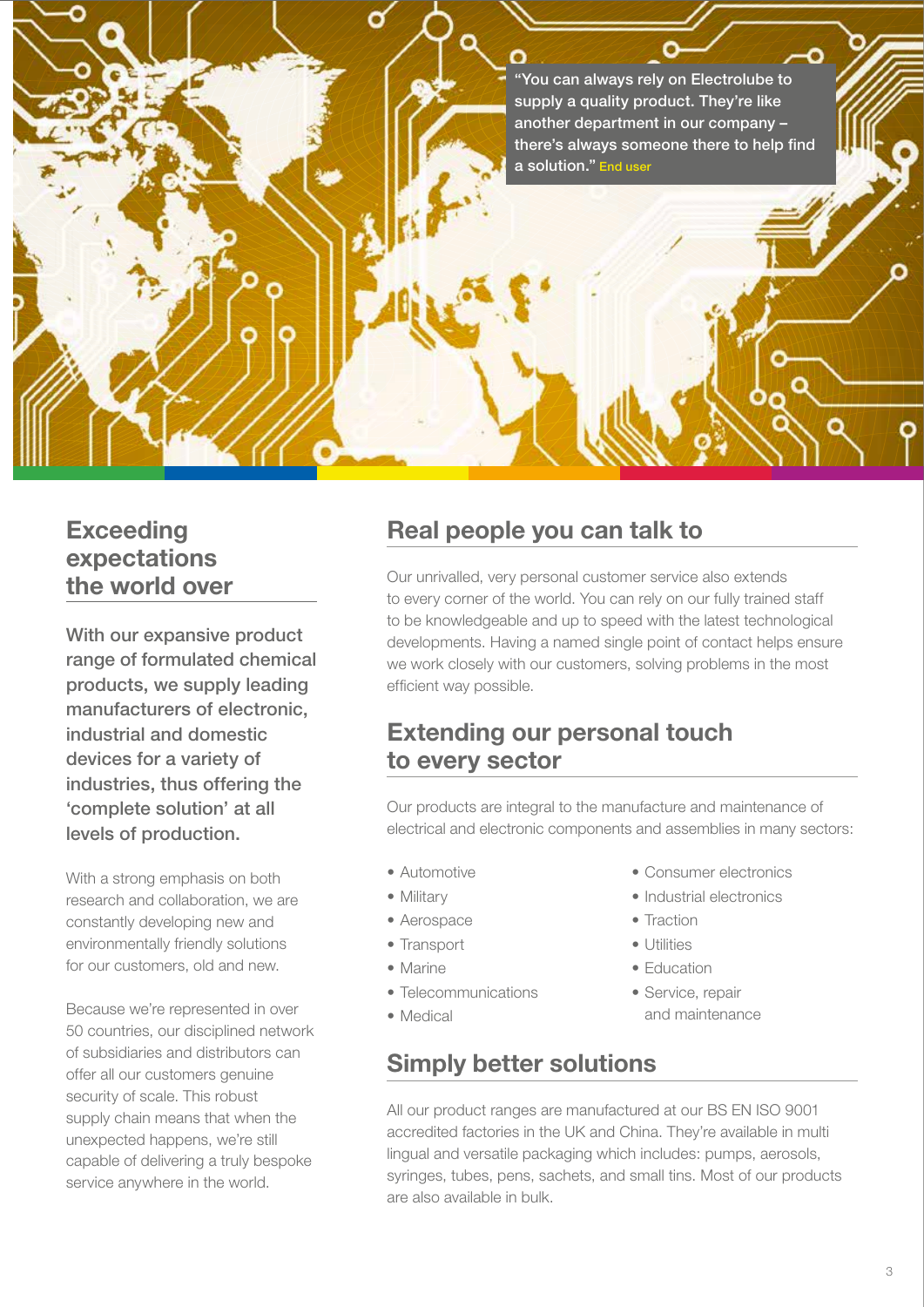> "You can always rely on Electrolube to supply a quality product. They're like another department in our company – there's always someone there to help find a solution." End user

## Exceeding expectations the world over

**With our expansive product range of formulated chemical products, we supply leading manufacturers of electronic, industrial and domestic devices for a variety of industries, thus offering the 'complete solution' at all levels of production.**

With a strong emphasis on both research and collaboration, we are constantly developing new and environmentally friendly solutions for our customers, old and new.

Because we're represented in over 50 countries, our disciplined network of subsidiaries and distributors can offer all our customers genuine security of scale. This robust supply chain means that when the unexpected happens, we're still capable of delivering a truly bespoke service anywhere in the world.

## Real people you can talk to

Our unrivalled, very personal customer service also extends to every corner of the world. You can rely on our fully trained staff to be knowledgeable and up to speed with the latest technological developments. Having a named single point of contact helps ensure we work closely with our customers, solving problems in the most efficient way possible.

## Extending our personal touch to every sector

Our products are integral to the manufacture and maintenance of electrical and electronic components and assemblies in many sectors:

- Automotive
- Military
- Aerospace
- Transport
- Marine
- Telecommunications
- Medical
- Consumer electronics
- Industrial electronics
- Traction
- Utilities
- Education
- Service, repair and maintenance

## Simply better solutions

All our product ranges are manufactured at our BS EN ISO 9001 accredited factories in the UK and China. They're available in multi lingual and versatile packaging which includes: pumps, aerosols, syringes, tubes, pens, sachets, and small tins. Most of our products are also available in bulk.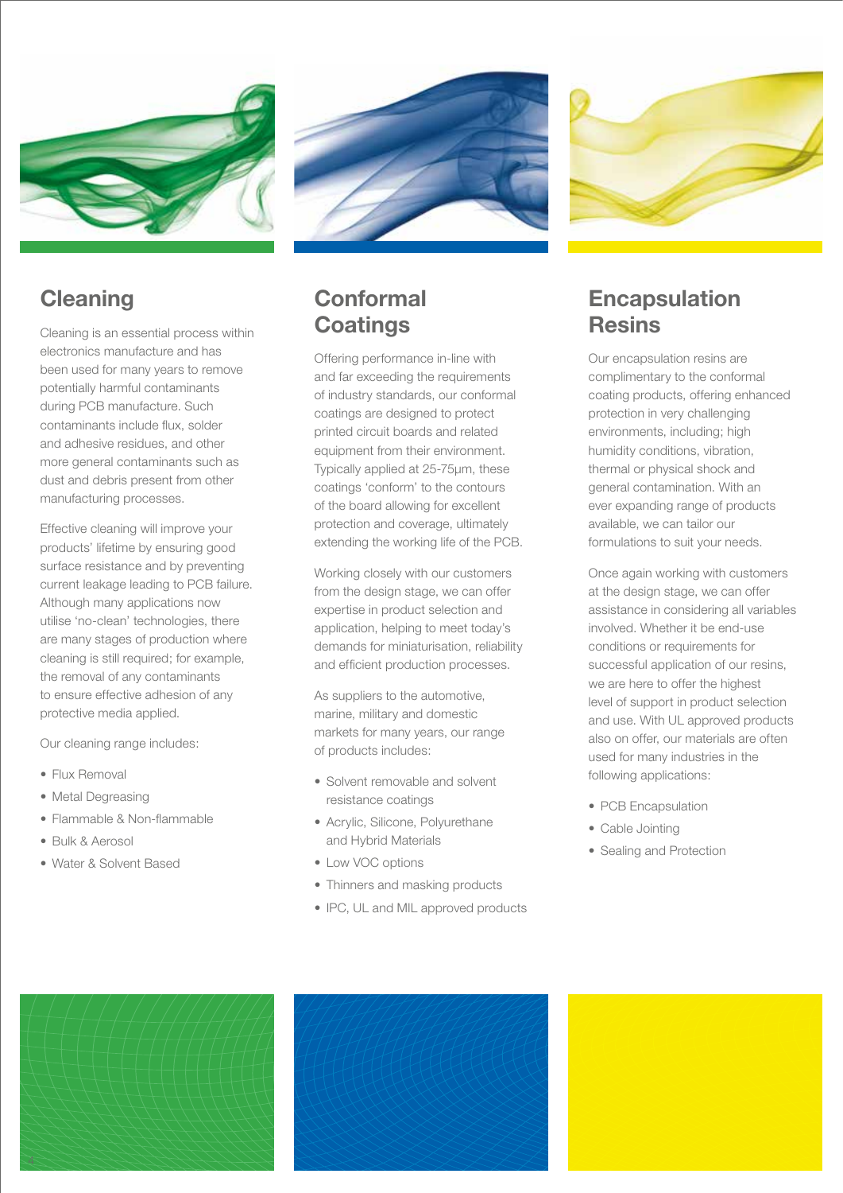## Cleaning

Cleaning is an essential process within electronics manufacture and has been used for many years to remove potentially harmful contaminants during PCB manufacture. Such contaminants include flux, solder and adhesive residues, and other more general contaminants such as dust and debris present from other manufacturing processes.

Effective cleaning will improve your products' lifetime by ensuring good surface resistance and by preventing current leakage leading to PCB failure. Although many applications now utilise 'no-clean' technologies, there are many stages of production where cleaning is still required; for example, the removal of any contaminants to ensure effective adhesion of any protective media applied.

Our cleaning range includes:

- Flux Removal
- Metal Degreasing
- Flammable & Non-flammable
- Bulk & Aerosol
- Water & Solvent Based

## Conformal Coatings

Offering performance in-line with and far exceeding the requirements of industry standards, our conformal coatings are designed to protect printed circuit boards and related equipment from their environment. Typically applied at 25-75µm, these coatings 'conform' to the contours of the board allowing for excellent protection and coverage, ultimately extending the working life of the PCB.

Working closely with our customers from the design stage, we can offer expertise in product selection and application, helping to meet today's demands for miniaturisation, reliability and efficient production processes.

As suppliers to the automotive, marine, military and domestic markets for many years, our range of products includes:

- Solvent removable and solvent resistance coatings
- Acrylic, Silicone, Polyurethane and Hybrid Materials
- Low VOC options
- Thinners and masking products
- IPC, UL and MIL approved products

## Encapsulation Resins

Our encapsulation resins are complimentary to the conformal coating products, offering enhanced protection in very challenging environments, including; high humidity conditions, vibration, thermal or physical shock and general contamination. With an ever expanding range of products available, we can tailor our formulations to suit your needs.

Once again working with customers at the design stage, we can offer assistance in considering all variables involved. Whether it be end-use conditions or requirements for successful application of our resins, we are here to offer the highest level of support in product selection and use. With UL approved products also on offer, our materials are often used for many industries in the following applications:

- PCB Encapsulation
- Cable Jointing
- Sealing and Protection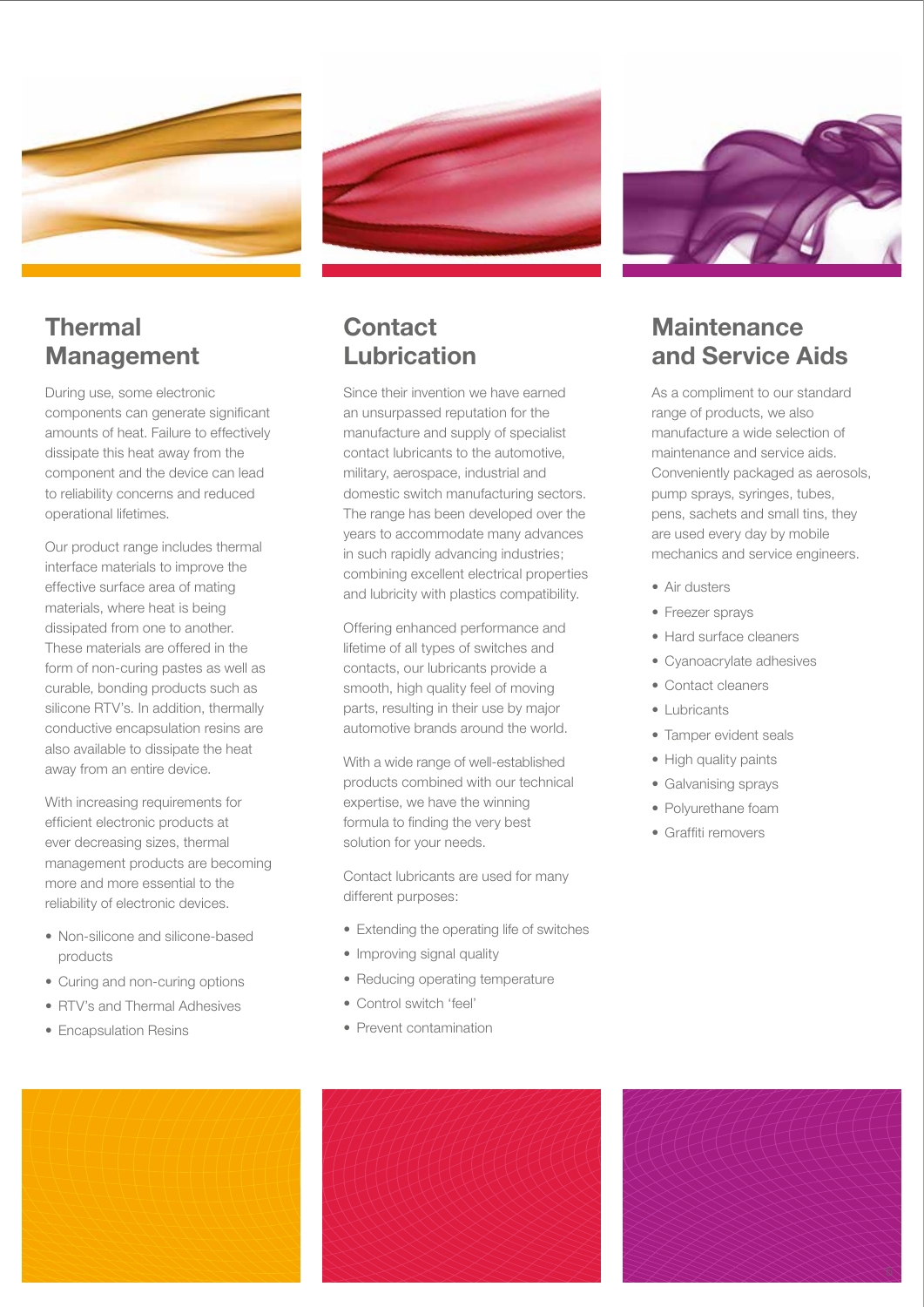## Thermal Management

During use, some electronic components can generate significant amounts of heat. Failure to effectively dissipate this heat away from the component and the device can lead to reliability concerns and reduced operational lifetimes.

Our product range includes thermal interface materials to improve the effective surface area of mating materials, where heat is being dissipated from one to another. These materials are offered in the form of non-curing pastes as well as curable, bonding products such as silicone RTV's. In addition, thermally conductive encapsulation resins are also available to dissipate the heat away from an entire device.

With increasing requirements for efficient electronic products at ever decreasing sizes, thermal management products are becoming more and more essential to the reliability of electronic devices.

- Non-silicone and silicone-based products
- Curing and non-curing options
- RTV's and Thermal Adhesives
- Encapsulation Resins

## Contact Lubrication

Since their invention we have earned an unsurpassed reputation for the manufacture and supply of specialist contact lubricants to the automotive, military, aerospace, industrial and domestic switch manufacturing sectors. The range has been developed over the years to accommodate many advances in such rapidly advancing industries; combining excellent electrical properties and lubricity with plastics compatibility.

Offering enhanced performance and lifetime of all types of switches and contacts, our lubricants provide a smooth, high quality feel of moving parts, resulting in their use by major automotive brands around the world.

With a wide range of well-established products combined with our technical expertise, we have the winning formula to finding the very best solution for your needs.

Contact lubricants are used for many different purposes:

- Extending the operating life of switches
- Improving signal quality
- Reducing operating temperature
- Control switch 'feel'
- Prevent contamination

## Maintenance and Service Aids

As a compliment to our standard range of products, we also manufacture a wide selection of maintenance and service aids. Conveniently packaged as aerosols, pump sprays, syringes, tubes, pens, sachets and small tins, they are used every day by mobile mechanics and service engineers.

- Air dusters
- Freezer sprays
- Hard surface cleaners
- Cyanoacrylate adhesives
- Contact cleaners
- Lubricants
- Tamper evident seals
- High quality paints
- Galvanising sprays
- Polyurethane foam
- Graffiti removers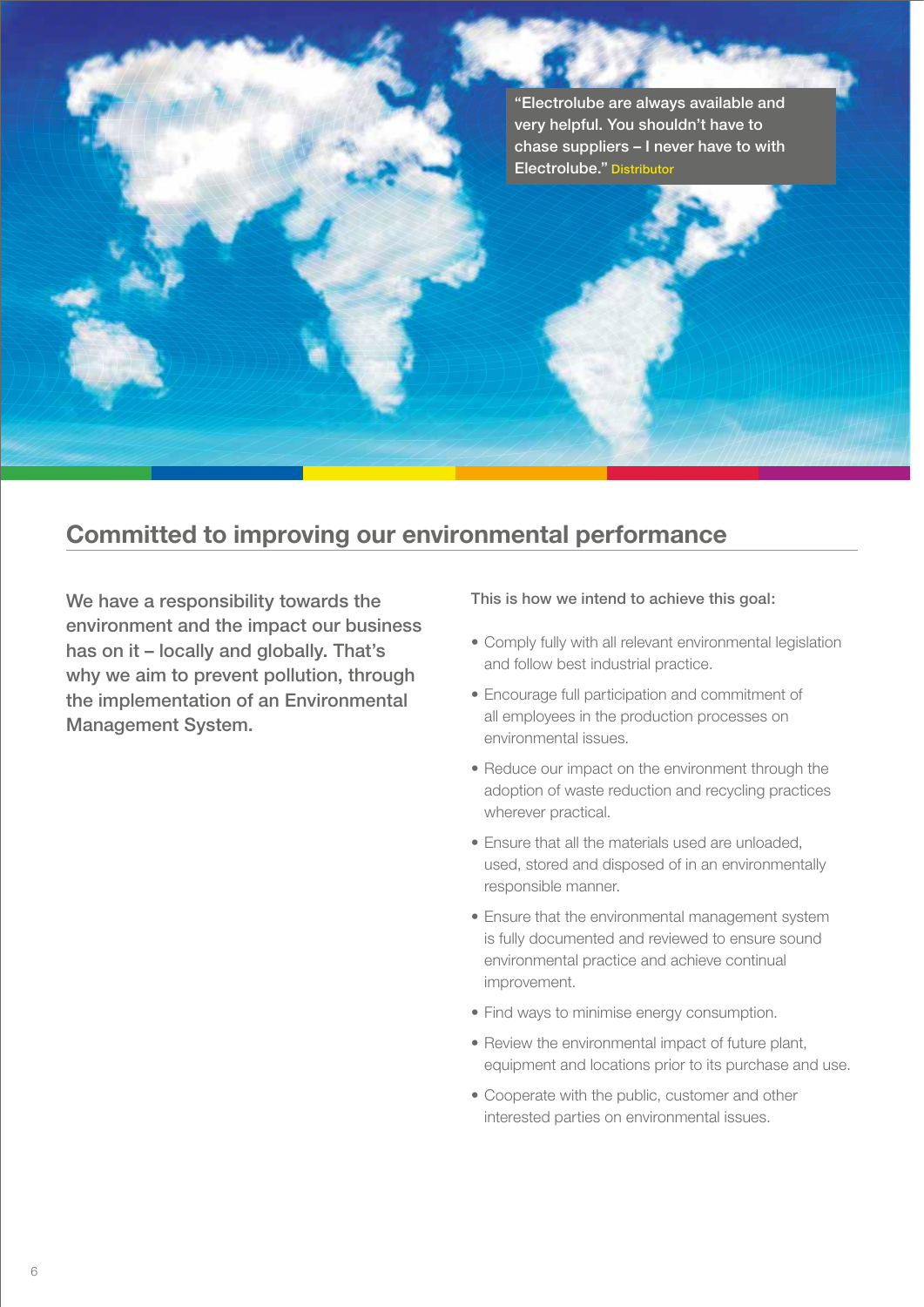> "Electrolube are always available and very helpful. You shouldn't have to chase suppliers – I never have to with Electrolube." Distributor

## Committed to improving our environmental performance

**We have a responsibility towards the environment and the impact our business has on it – locally and globally. That's why we aim to prevent pollution, through the implementation of an Environmental Management System.**

This is how we intend to achieve this goal:

- Comply fully with all relevant environmental legislation and follow best industrial practice.
- Encourage full participation and commitment of all employees in the production processes on environmental issues.
- Reduce our impact on the environment through the adoption of waste reduction and recycling practices wherever practical.
- Ensure that all the materials used are unloaded, used, stored and disposed of in an environmentally responsible manner.
- Ensure that the environmental management system is fully documented and reviewed to ensure sound environmental practice and achieve continual improvement.
- Find ways to minimise energy consumption.
- Review the environmental impact of future plant, equipment and locations prior to its purchase and use.
- Cooperate with the public, customer and other interested parties on environmental issues.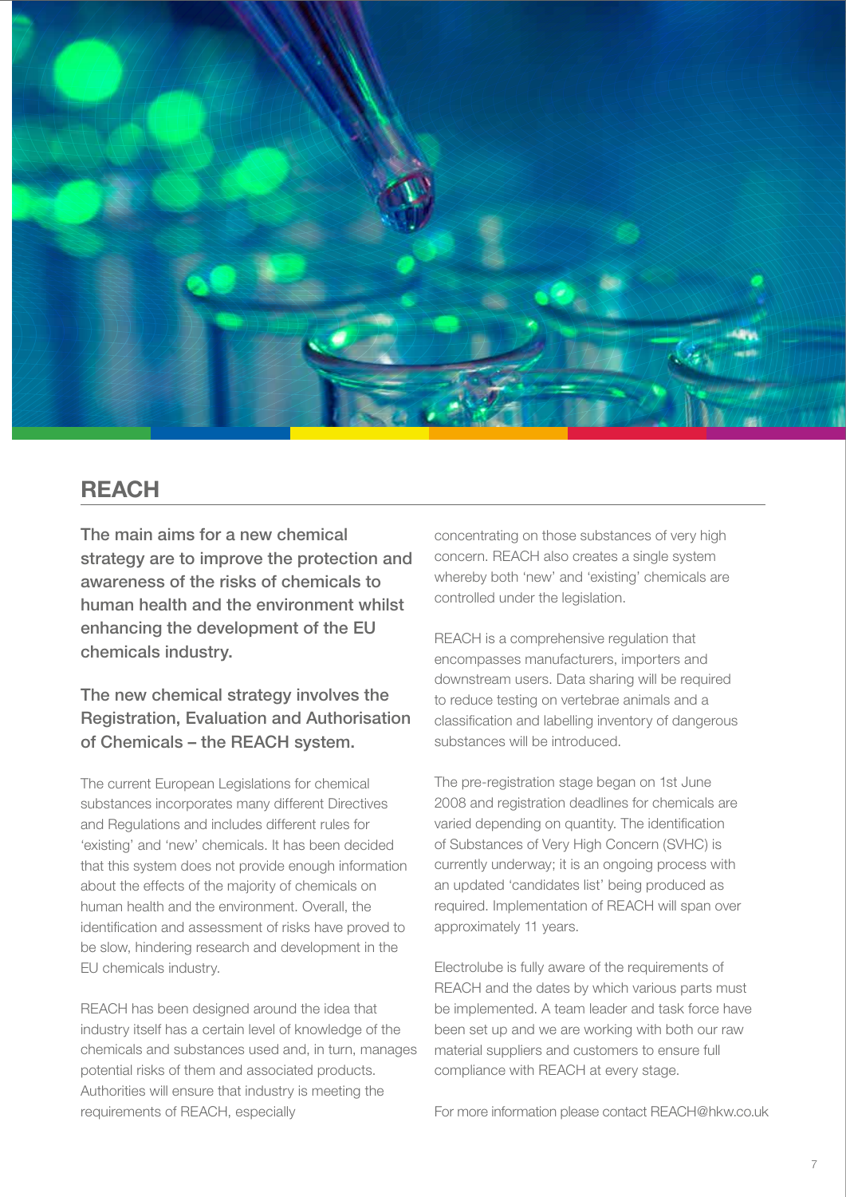## REACH

**The main aims for a new chemical strategy are to improve the protection and awareness of the risks of chemicals to human health and the environment whilst enhancing the development of the EU chemicals industry.**

The new chemical strategy involves the Registration, Evaluation and Authorisation of Chemicals – the REACH system.

The current European Legislations for chemical substances incorporates many different Directives and Regulations and includes different rules for 'existing' and 'new' chemicals. It has been decided that this system does not provide enough information about the effects of the majority of chemicals on human health and the environment. Overall, the identification and assessment of risks have proved to be slow, hindering research and development in the EU chemicals industry.

REACH has been designed around the idea that industry itself has a certain level of knowledge of the chemicals and substances used and, in turn, manages potential risks of them and associated products. Authorities will ensure that industry is meeting the requirements of REACH, especially concentrating on those substances of very high concern. REACH also creates a single system whereby both 'new' and 'existing' chemicals are controlled under the legislation.

REACH is a comprehensive regulation that encompasses manufacturers, importers and downstream users. Data sharing will be required to reduce testing on vertebrae animals and a classification and labelling inventory of dangerous substances will be introduced.

The pre-registration stage began on 1st June 2008 and registration deadlines for chemicals are varied depending on quantity. The identification of Substances of Very High Concern (SVHC) is currently underway; it is an ongoing process with an updated 'candidates list' being produced as required. Implementation of REACH will span over approximately 11 years.

Electrolube is fully aware of the requirements of REACH and the dates by which various parts must be implemented. A team leader and task force have been set up and we are working with both our raw material suppliers and customers to ensure full compliance with REACH at every stage.

For more information please contact REACH@hkw.co.uk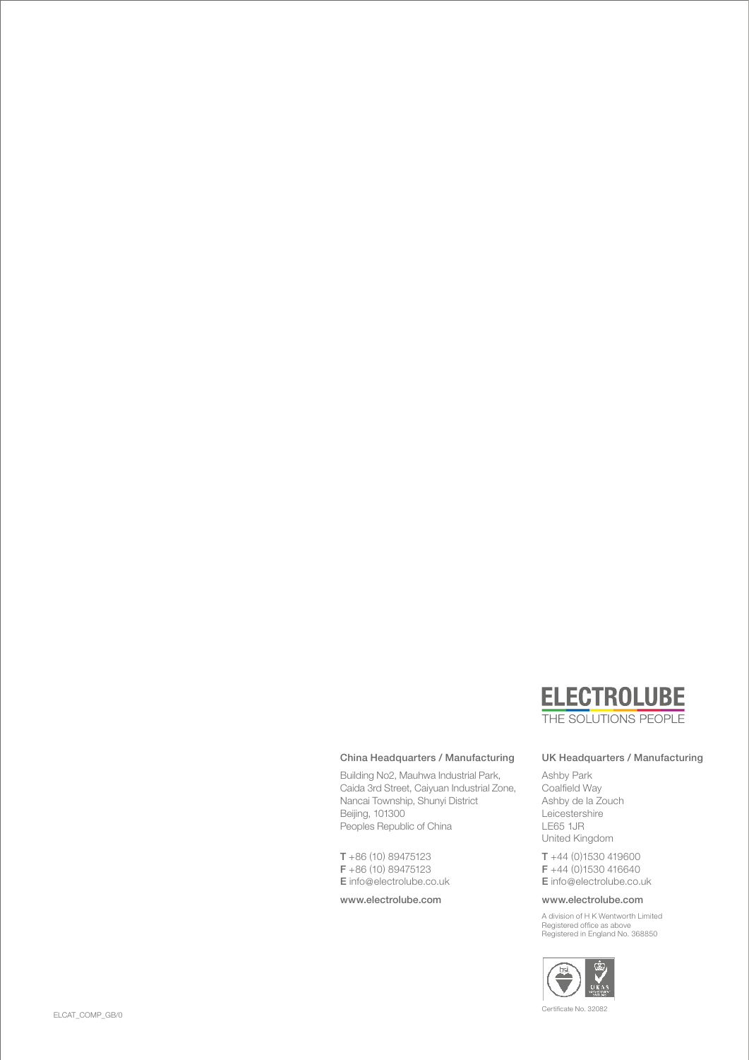**ELECTROLUBE**

THE SOLUTIONS PEOPLE

### China Headquarters / Manufacturing

Building No2, Mauhwa Industrial Park,
Caida 3rd Street, Caiyuan Industrial Zone,
Nancai Township, Shunyi District
Beijing, 101300
Peoples Republic of China

**T** +86 (10) 89475123
**F** +86 (10) 89475123
**E** info@electrolube.co.uk

www.electrolube.com

### UK Headquarters / Manufacturing

Ashby Park
Coalfield Way
Ashby de la Zouch
Leicestershire
LE65 1JR
United Kingdom

**T** +44 (0)1530 419600
**F** +44 (0)1530 416640
**E** info@electrolube.co.uk

www.electrolube.com

A division of H K Wentworth Limited
Registered office as above
Registered in England No. 368850

Certificate No. 32082

ELCAT_COMP_GB/0